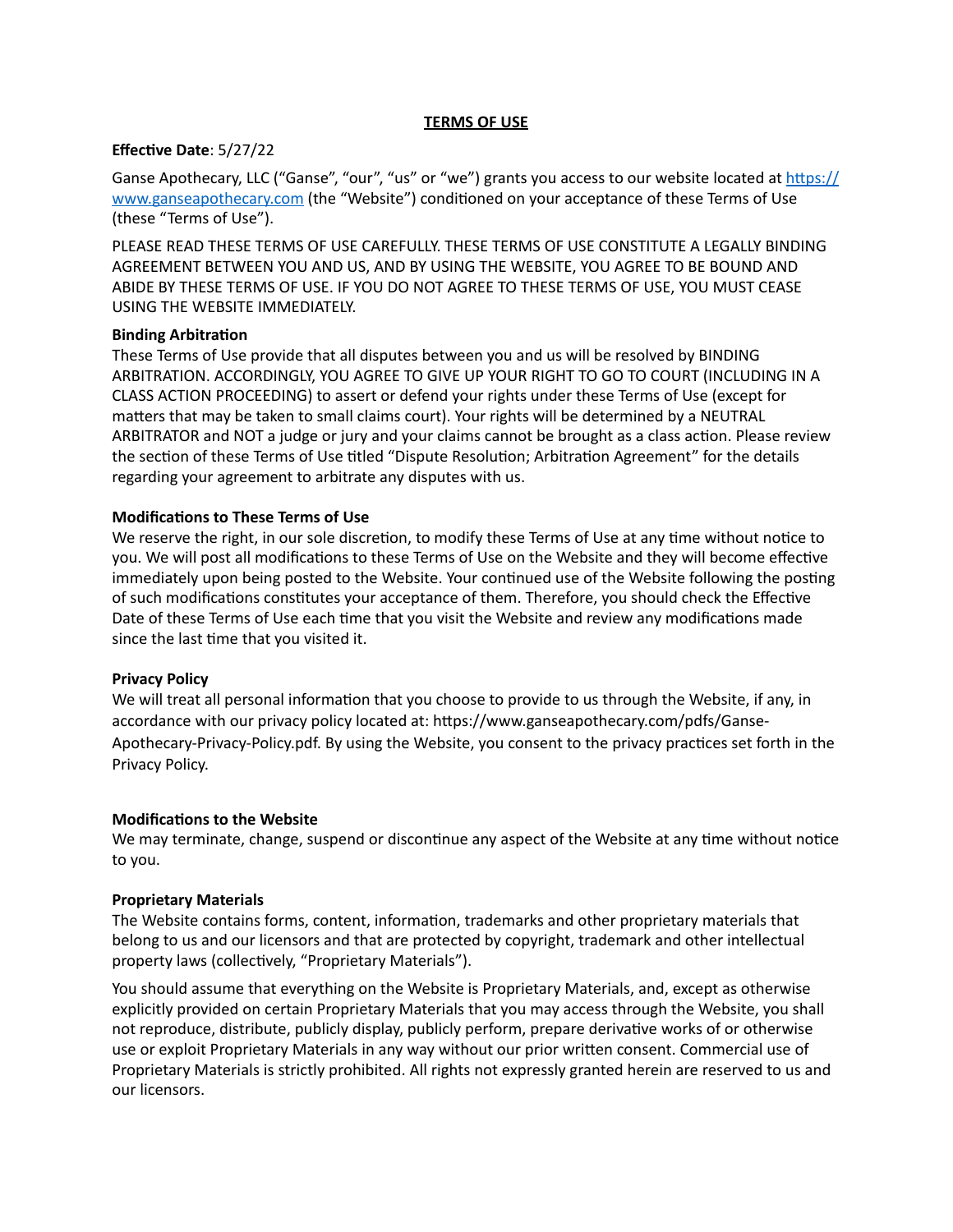# TERMS OF USE

**Effective Date**: 5/27/22

Ganse Apothecary, LLC ("Ganse", "our", "us" or "we") grants you access to our website located at https://www.ganseapothecary.com (the "Website") conditioned on your acceptance of these Terms of Use (these "Terms of Use").

PLEASE READ THESE TERMS OF USE CAREFULLY. THESE TERMS OF USE CONSTITUTE A LEGALLY BINDING AGREEMENT BETWEEN YOU AND US, AND BY USING THE WEBSITE, YOU AGREE TO BE BOUND AND ABIDE BY THESE TERMS OF USE. IF YOU DO NOT AGREE TO THESE TERMS OF USE, YOU MUST CEASE USING THE WEBSITE IMMEDIATELY.

**Binding Arbitration**

These Terms of Use provide that all disputes between you and us will be resolved by BINDING ARBITRATION. ACCORDINGLY, YOU AGREE TO GIVE UP YOUR RIGHT TO GO TO COURT (INCLUDING IN A CLASS ACTION PROCEEDING) to assert or defend your rights under these Terms of Use (except for matters that may be taken to small claims court). Your rights will be determined by a NEUTRAL ARBITRATOR and NOT a judge or jury and your claims cannot be brought as a class action. Please review the section of these Terms of Use titled "Dispute Resolution; Arbitration Agreement" for the details regarding your agreement to arbitrate any disputes with us.

**Modifications to These Terms of Use**

We reserve the right, in our sole discretion, to modify these Terms of Use at any time without notice to you. We will post all modifications to these Terms of Use on the Website and they will become effective immediately upon being posted to the Website. Your continued use of the Website following the posting of such modifications constitutes your acceptance of them. Therefore, you should check the Effective Date of these Terms of Use each time that you visit the Website and review any modifications made since the last time that you visited it.

**Privacy Policy**

We will treat all personal information that you choose to provide to us through the Website, if any, in accordance with our privacy policy located at: https://www.ganseapothecary.com/pdfs/Ganse-Apothecary-Privacy-Policy.pdf. By using the Website, you consent to the privacy practices set forth in the Privacy Policy.

**Modifications to the Website**

We may terminate, change, suspend or discontinue any aspect of the Website at any time without notice to you.

**Proprietary Materials**

The Website contains forms, content, information, trademarks and other proprietary materials that belong to us and our licensors and that are protected by copyright, trademark and other intellectual property laws (collectively, "Proprietary Materials").

You should assume that everything on the Website is Proprietary Materials, and, except as otherwise explicitly provided on certain Proprietary Materials that you may access through the Website, you shall not reproduce, distribute, publicly display, publicly perform, prepare derivative works of or otherwise use or exploit Proprietary Materials in any way without our prior written consent. Commercial use of Proprietary Materials is strictly prohibited. All rights not expressly granted herein are reserved to us and our licensors.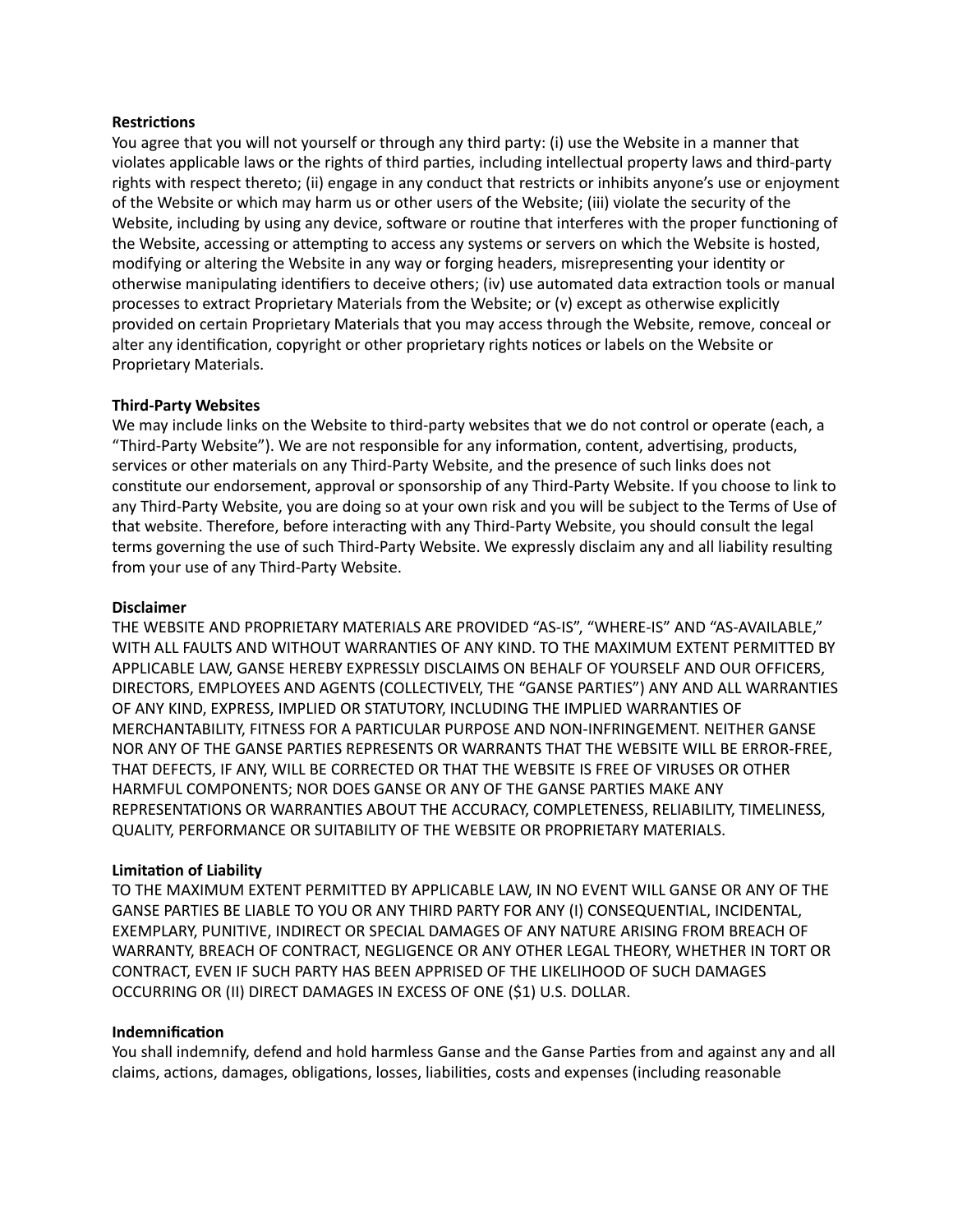**Restrictions**

You agree that you will not yourself or through any third party: (i) use the Website in a manner that violates applicable laws or the rights of third parties, including intellectual property laws and third-party rights with respect thereto; (ii) engage in any conduct that restricts or inhibits anyone's use or enjoyment of the Website or which may harm us or other users of the Website; (iii) violate the security of the Website, including by using any device, software or routine that interferes with the proper functioning of the Website, accessing or attempting to access any systems or servers on which the Website is hosted, modifying or altering the Website in any way or forging headers, misrepresenting your identity or otherwise manipulating identifiers to deceive others; (iv) use automated data extraction tools or manual processes to extract Proprietary Materials from the Website; or (v) except as otherwise explicitly provided on certain Proprietary Materials that you may access through the Website, remove, conceal or alter any identification, copyright or other proprietary rights notices or labels on the Website or Proprietary Materials.

**Third-Party Websites**

We may include links on the Website to third-party websites that we do not control or operate (each, a "Third-Party Website"). We are not responsible for any information, content, advertising, products, services or other materials on any Third-Party Website, and the presence of such links does not constitute our endorsement, approval or sponsorship of any Third-Party Website. If you choose to link to any Third-Party Website, you are doing so at your own risk and you will be subject to the Terms of Use of that website. Therefore, before interacting with any Third-Party Website, you should consult the legal terms governing the use of such Third-Party Website. We expressly disclaim any and all liability resulting from your use of any Third-Party Website.

**Disclaimer**

THE WEBSITE AND PROPRIETARY MATERIALS ARE PROVIDED "AS-IS", "WHERE-IS" AND "AS-AVAILABLE," WITH ALL FAULTS AND WITHOUT WARRANTIES OF ANY KIND. TO THE MAXIMUM EXTENT PERMITTED BY APPLICABLE LAW, GANSE HEREBY EXPRESSLY DISCLAIMS ON BEHALF OF YOURSELF AND OUR OFFICERS, DIRECTORS, EMPLOYEES AND AGENTS (COLLECTIVELY, THE "GANSE PARTIES") ANY AND ALL WARRANTIES OF ANY KIND, EXPRESS, IMPLIED OR STATUTORY, INCLUDING THE IMPLIED WARRANTIES OF MERCHANTABILITY, FITNESS FOR A PARTICULAR PURPOSE AND NON-INFRINGEMENT. NEITHER GANSE NOR ANY OF THE GANSE PARTIES REPRESENTS OR WARRANTS THAT THE WEBSITE WILL BE ERROR-FREE, THAT DEFECTS, IF ANY, WILL BE CORRECTED OR THAT THE WEBSITE IS FREE OF VIRUSES OR OTHER HARMFUL COMPONENTS; NOR DOES GANSE OR ANY OF THE GANSE PARTIES MAKE ANY REPRESENTATIONS OR WARRANTIES ABOUT THE ACCURACY, COMPLETENESS, RELIABILITY, TIMELINESS, QUALITY, PERFORMANCE OR SUITABILITY OF THE WEBSITE OR PROPRIETARY MATERIALS.

**Limitation of Liability**

TO THE MAXIMUM EXTENT PERMITTED BY APPLICABLE LAW, IN NO EVENT WILL GANSE OR ANY OF THE GANSE PARTIES BE LIABLE TO YOU OR ANY THIRD PARTY FOR ANY (I) CONSEQUENTIAL, INCIDENTAL, EXEMPLARY, PUNITIVE, INDIRECT OR SPECIAL DAMAGES OF ANY NATURE ARISING FROM BREACH OF WARRANTY, BREACH OF CONTRACT, NEGLIGENCE OR ANY OTHER LEGAL THEORY, WHETHER IN TORT OR CONTRACT, EVEN IF SUCH PARTY HAS BEEN APPRISED OF THE LIKELIHOOD OF SUCH DAMAGES OCCURRING OR (II) DIRECT DAMAGES IN EXCESS OF ONE ($1) U.S. DOLLAR.

**Indemnification**

You shall indemnify, defend and hold harmless Ganse and the Ganse Parties from and against any and all claims, actions, damages, obligations, losses, liabilities, costs and expenses (including reasonable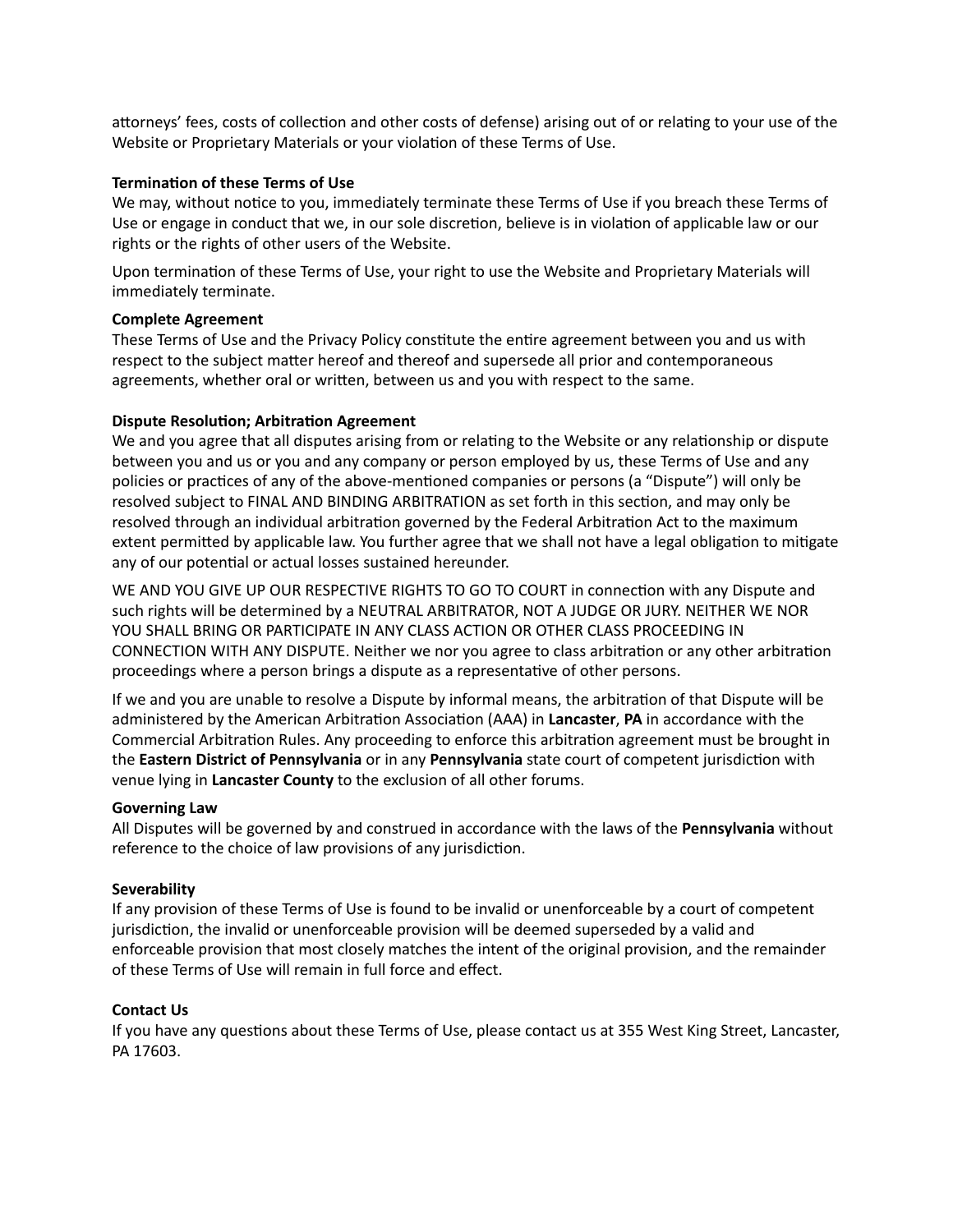attorneys' fees, costs of collection and other costs of defense) arising out of or relating to your use of the Website or Proprietary Materials or your violation of these Terms of Use.

**Termination of these Terms of Use**

We may, without notice to you, immediately terminate these Terms of Use if you breach these Terms of Use or engage in conduct that we, in our sole discretion, believe is in violation of applicable law or our rights or the rights of other users of the Website.

Upon termination of these Terms of Use, your right to use the Website and Proprietary Materials will immediately terminate.

**Complete Agreement**

These Terms of Use and the Privacy Policy constitute the entire agreement between you and us with respect to the subject matter hereof and thereof and supersede all prior and contemporaneous agreements, whether oral or written, between us and you with respect to the same.

**Dispute Resolution; Arbitration Agreement**

We and you agree that all disputes arising from or relating to the Website or any relationship or dispute between you and us or you and any company or person employed by us, these Terms of Use and any policies or practices of any of the above-mentioned companies or persons (a "Dispute") will only be resolved subject to FINAL AND BINDING ARBITRATION as set forth in this section, and may only be resolved through an individual arbitration governed by the Federal Arbitration Act to the maximum extent permitted by applicable law. You further agree that we shall not have a legal obligation to mitigate any of our potential or actual losses sustained hereunder.

WE AND YOU GIVE UP OUR RESPECTIVE RIGHTS TO GO TO COURT in connection with any Dispute and such rights will be determined by a NEUTRAL ARBITRATOR, NOT A JUDGE OR JURY. NEITHER WE NOR YOU SHALL BRING OR PARTICIPATE IN ANY CLASS ACTION OR OTHER CLASS PROCEEDING IN CONNECTION WITH ANY DISPUTE. Neither we nor you agree to class arbitration or any other arbitration proceedings where a person brings a dispute as a representative of other persons.

If we and you are unable to resolve a Dispute by informal means, the arbitration of that Dispute will be administered by the American Arbitration Association (AAA) in **Lancaster**, **PA** in accordance with the Commercial Arbitration Rules. Any proceeding to enforce this arbitration agreement must be brought in the **Eastern District of Pennsylvania** or in any **Pennsylvania** state court of competent jurisdiction with venue lying in **Lancaster County** to the exclusion of all other forums.

**Governing Law**

All Disputes will be governed by and construed in accordance with the laws of the **Pennsylvania** without reference to the choice of law provisions of any jurisdiction.

**Severability**

If any provision of these Terms of Use is found to be invalid or unenforceable by a court of competent jurisdiction, the invalid or unenforceable provision will be deemed superseded by a valid and enforceable provision that most closely matches the intent of the original provision, and the remainder of these Terms of Use will remain in full force and effect.

**Contact Us**

If you have any questions about these Terms of Use, please contact us at 355 West King Street, Lancaster, PA 17603.